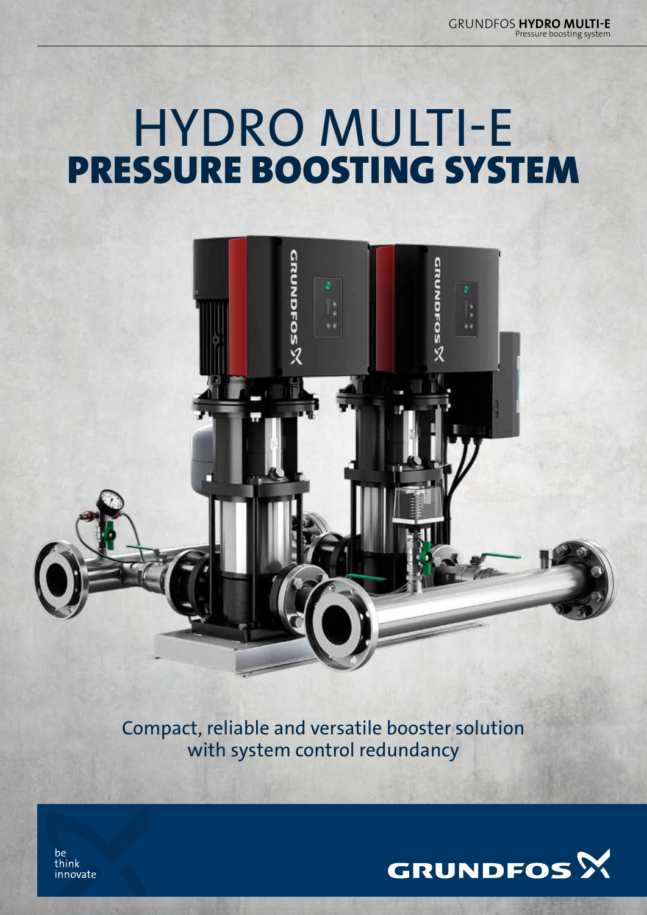# HYDRO MULTI-E
# PRESSURE BOOSTING SYSTEM

Compact, reliable and versatile booster solution with system control redundancy

be
think
innovate

GRUNDFOS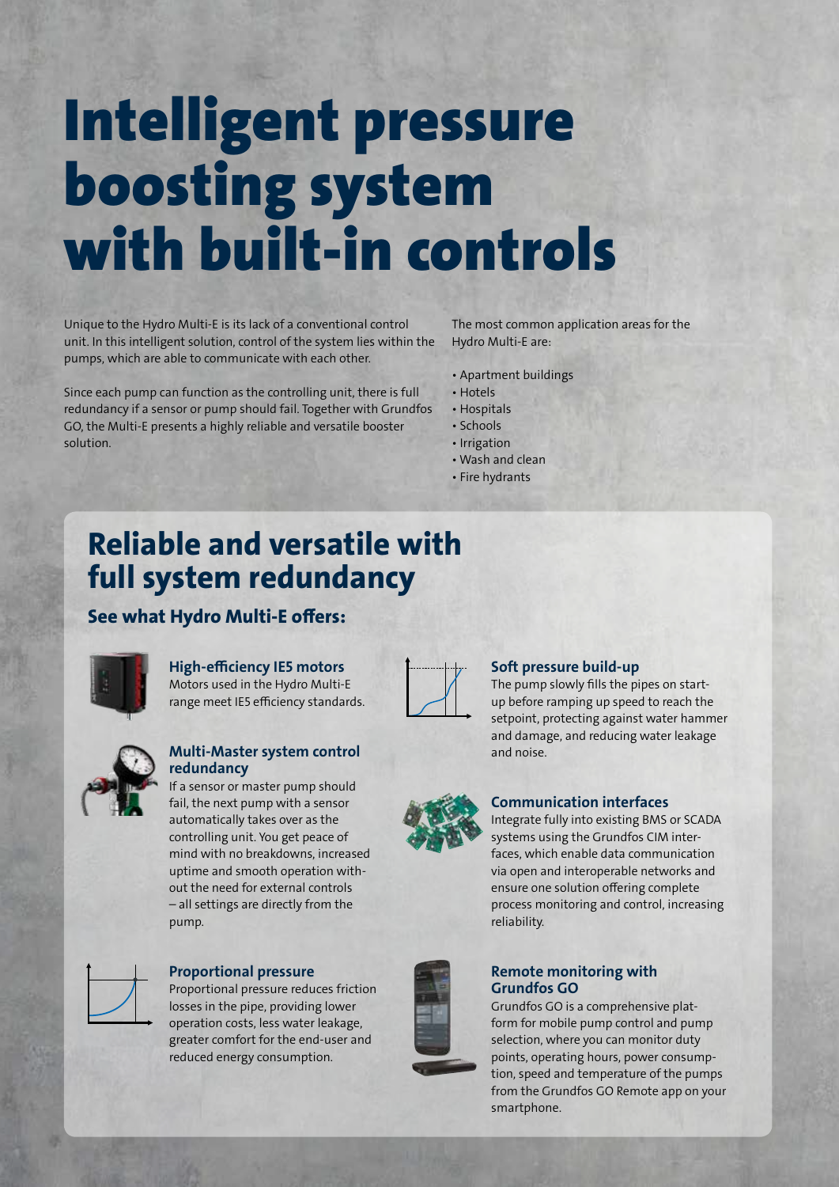# Intelligent pressure boosting system with built-in controls

Unique to the Hydro Multi-E is its lack of a conventional control unit. In this intelligent solution, control of the system lies within the pumps, which are able to communicate with each other.

Since each pump can function as the controlling unit, there is full redundancy if a sensor or pump should fail. Together with Grundfos GO, the Multi-E presents a highly reliable and versatile booster solution.

The most common application areas for the Hydro Multi-E are:

- Apartment buildings
- Hotels
- Hospitals
- Schools
- Irrigation
- Wash and clean
- Fire hydrants

## Reliable and versatile with full system redundancy

### See what Hydro Multi-E offers:

**High-efficiency IE5 motors**
Motors used in the Hydro Multi-E range meet IE5 efficiency standards.

**Multi-Master system control redundancy**
If a sensor or master pump should fail, the next pump with a sensor automatically takes over as the controlling unit. You get peace of mind with no breakdowns, increased uptime and smooth operation without the need for external controls – all settings are directly from the pump.

**Proportional pressure**
Proportional pressure reduces friction losses in the pipe, providing lower operation costs, less water leakage, greater comfort for the end-user and reduced energy consumption.

**Soft pressure build-up**
The pump slowly fills the pipes on start-up before ramping up speed to reach the setpoint, protecting against water hammer and damage, and reducing water leakage and noise.

**Communication interfaces**
Integrate fully into existing BMS or SCADA systems using the Grundfos CIM interfaces, which enable data communication via open and interoperable networks and ensure one solution offering complete process monitoring and control, increasing reliability.

**Remote monitoring with Grundfos GO**
Grundfos GO is a comprehensive platform for mobile pump control and pump selection, where you can monitor duty points, operating hours, power consumption, speed and temperature of the pumps from the Grundfos GO Remote app on your smartphone.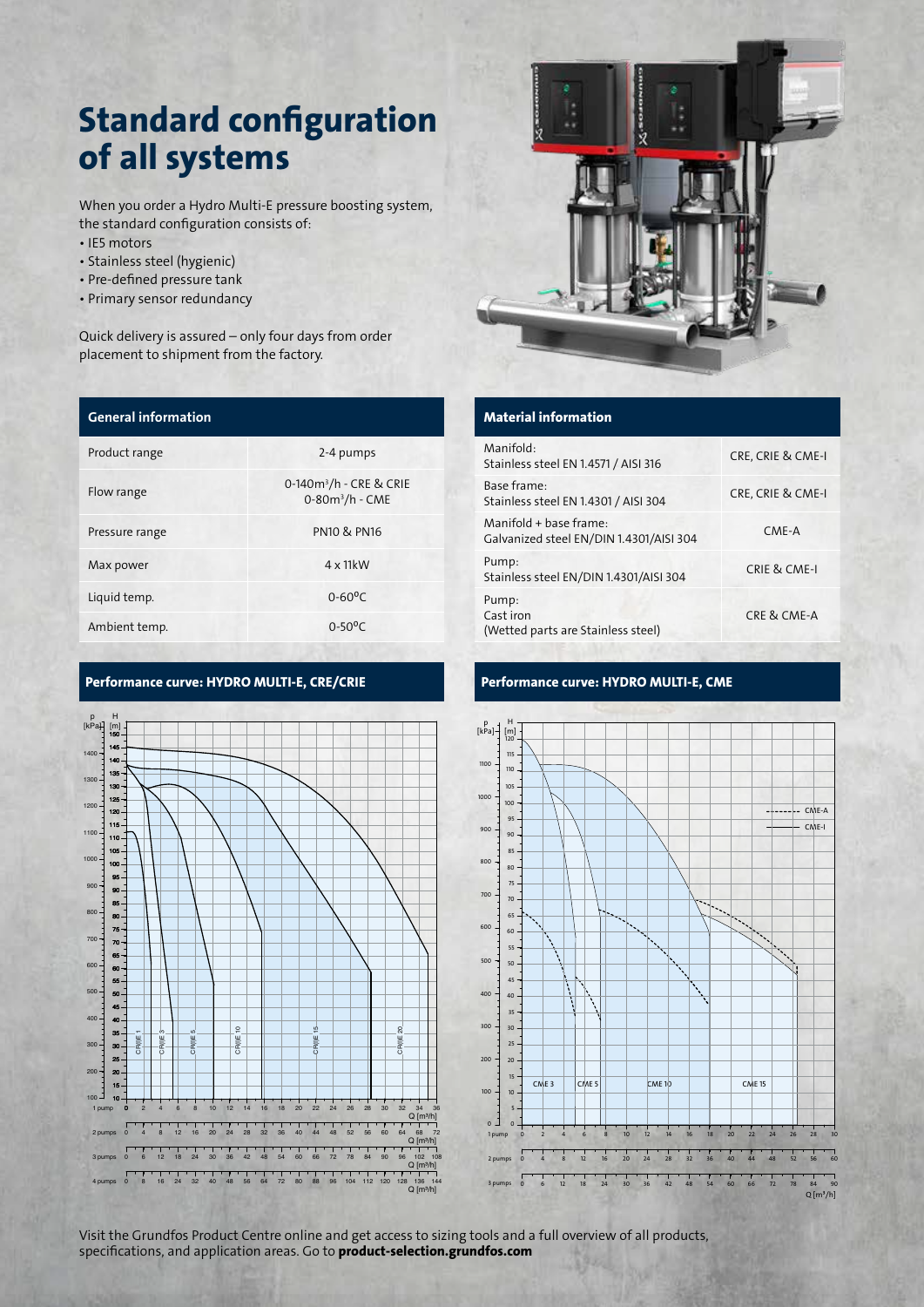# Standard configuration of all systems

When you order a Hydro Multi-E pressure boosting system, the standard configuration consists of:

- IE5 motors
- Stainless steel (hygienic)
- Pre-defined pressure tank
- Primary sensor redundancy

Quick delivery is assured – only four days from order placement to shipment from the factory.

| General information | |
|---|---|
| Product range | 2-4 pumps |
| Flow range | 0-140m³/h - CRE & CRIE<br>0-80m³/h - CME |
| Pressure range | PN10 & PN16 |
| Max power | 4 x 11kW |
| Liquid temp. | 0-60ºC |
| Ambient temp. | 0-50ºC |

| Material information | |
|---|---|
| Manifold:<br>Stainless steel EN 1.4571 / AISI 316 | CRE, CRIE & CME-I |
| Base frame:<br>Stainless steel EN 1.4301 / AISI 304 | CRE, CRIE & CME-I |
| Manifold + base frame:<br>Galvanized steel EN/DIN 1.4301/AISI 304 | CME-A |
| Pump:<br>Stainless steel EN/DIN 1.4301/AISI 304 | CRIE & CME-I |
| Pump:<br>Cast iron<br>(Wetted parts are Stainless steel) | CRE & CME-A |

## Performance curve: HYDRO MULTI-E, CRE/CRIE

## Performance curve: HYDRO MULTI-E, CME

Visit the Grundfos Product Centre online and get access to sizing tools and a full overview of all products, specifications, and application areas. Go to **product-selection.grundfos.com**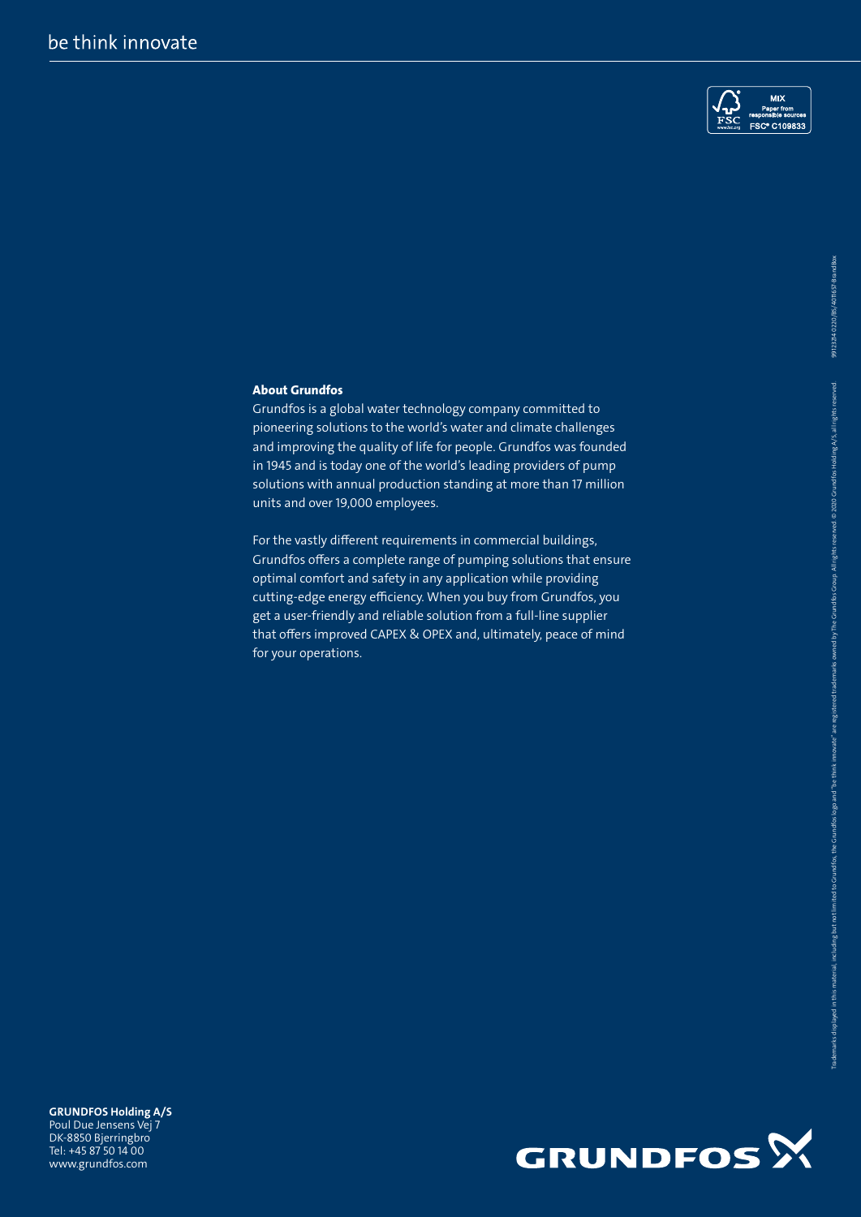be think innovate

MIX
Paper from responsible sources
FSC® C109833

**About Grundfos**

Grundfos is a global water technology company committed to pioneering solutions to the world's water and climate challenges and improving the quality of life for people. Grundfos was founded in 1945 and is today one of the world's leading providers of pump solutions with annual production standing at more than 17 million units and over 19,000 employees.

For the vastly different requirements in commercial buildings, Grundfos offers a complete range of pumping solutions that ensure optimal comfort and safety in any application while providing cutting-edge energy efficiency. When you buy from Grundfos, you get a user-friendly and reliable solution from a full-line supplier that offers improved CAPEX & OPEX and, ultimately, peace of mind for your operations.

Trademarks displayed in this material, including but not limited to Grundfos, the Grundfos logo and "be think innovate" are registered trademarks owned by The Grundfos Group. All rights reserved. © 2020 Grundfos Holding A/S, all rights reserved. 99123214 0220/BS/4011657-BrandBox

**GRUNDFOS Holding A/S**
Poul Due Jensens Vej 7
DK-8850 Bjerringbro
Tel: +45 87 50 14 00
www.grundfos.com

GRUNDFOS